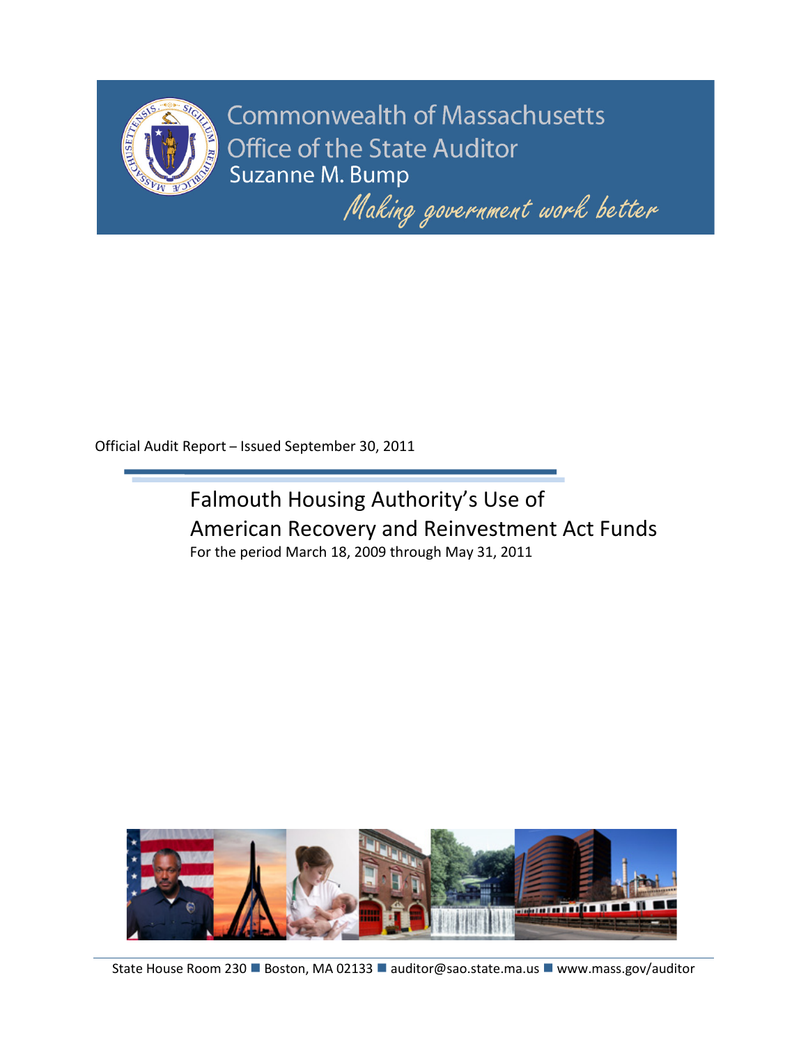Commonwealth of Massachusetts
Office of the State Auditor
Suzanne M. Bump

*Making government work better*

Official Audit Report – Issued September 30, 2011

# Falmouth Housing Authority's Use of American Recovery and Reinvestment Act Funds

For the period March 18, 2009 through May 31, 2011

State House Room 230 ■ Boston, MA 02133 ■ auditor@sao.state.ma.us ■ www.mass.gov/auditor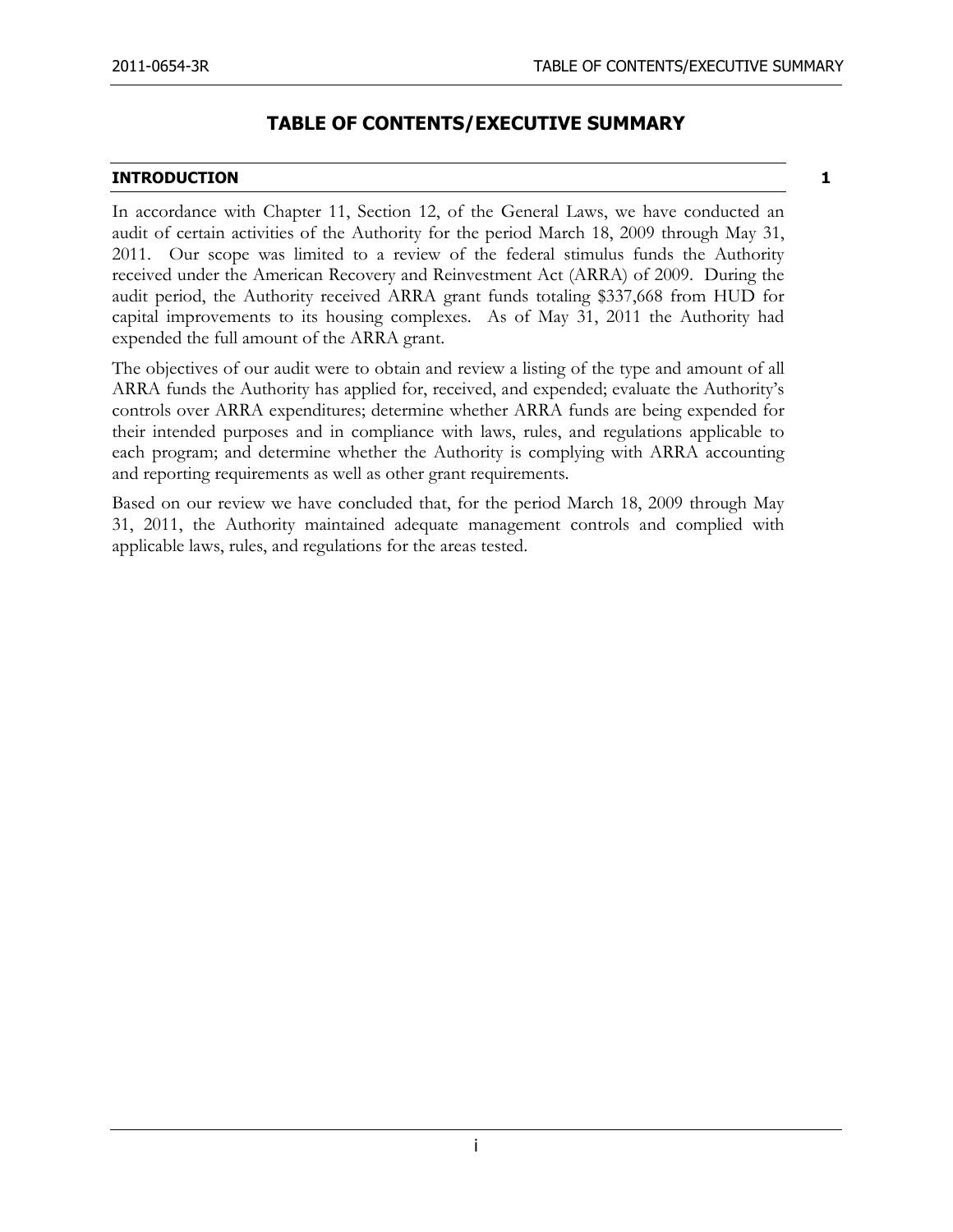# TABLE OF CONTENTS/EXECUTIVE SUMMARY

**INTRODUCTION** **1**

In accordance with Chapter 11, Section 12, of the General Laws, we have conducted an audit of certain activities of the Authority for the period March 18, 2009 through May 31, 2011. Our scope was limited to a review of the federal stimulus funds the Authority received under the American Recovery and Reinvestment Act (ARRA) of 2009. During the audit period, the Authority received ARRA grant funds totaling $337,668 from HUD for capital improvements to its housing complexes. As of May 31, 2011 the Authority had expended the full amount of the ARRA grant.

The objectives of our audit were to obtain and review a listing of the type and amount of all ARRA funds the Authority has applied for, received, and expended; evaluate the Authority's controls over ARRA expenditures; determine whether ARRA funds are being expended for their intended purposes and in compliance with laws, rules, and regulations applicable to each program; and determine whether the Authority is complying with ARRA accounting and reporting requirements as well as other grant requirements.

Based on our review we have concluded that, for the period March 18, 2009 through May 31, 2011, the Authority maintained adequate management controls and complied with applicable laws, rules, and regulations for the areas tested.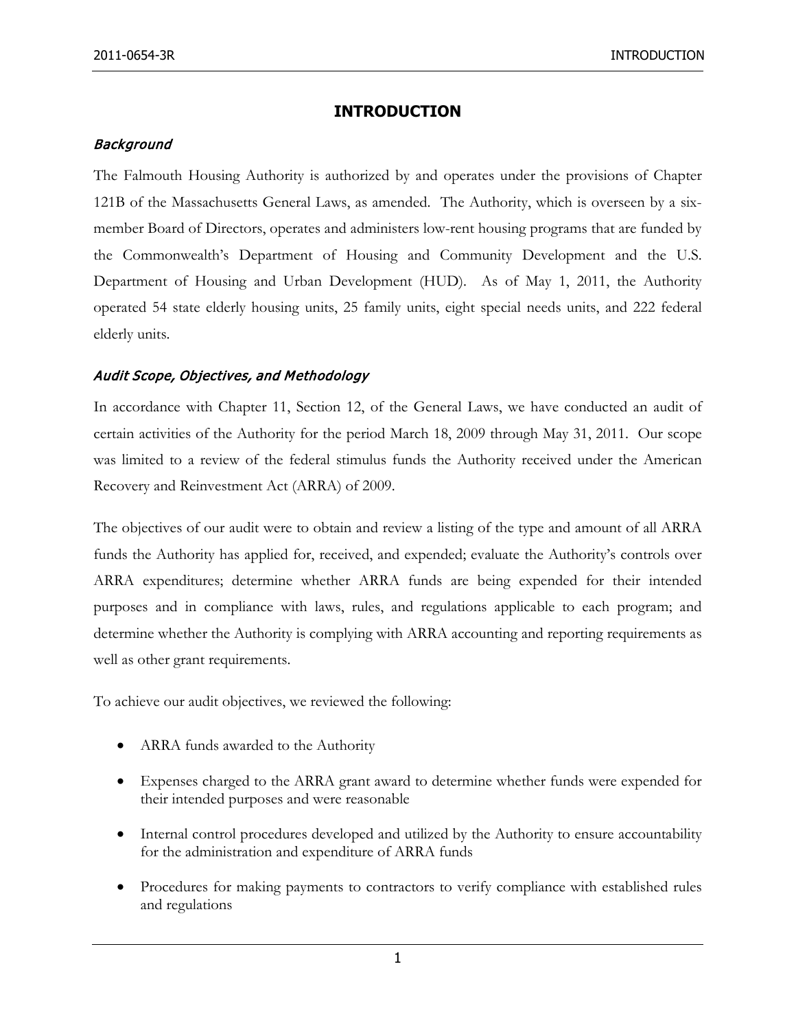# INTRODUCTION

### *Background*

The Falmouth Housing Authority is authorized by and operates under the provisions of Chapter 121B of the Massachusetts General Laws, as amended. The Authority, which is overseen by a six-member Board of Directors, operates and administers low-rent housing programs that are funded by the Commonwealth's Department of Housing and Community Development and the U.S. Department of Housing and Urban Development (HUD). As of May 1, 2011, the Authority operated 54 state elderly housing units, 25 family units, eight special needs units, and 222 federal elderly units.

### *Audit Scope, Objectives, and Methodology*

In accordance with Chapter 11, Section 12, of the General Laws, we have conducted an audit of certain activities of the Authority for the period March 18, 2009 through May 31, 2011. Our scope was limited to a review of the federal stimulus funds the Authority received under the American Recovery and Reinvestment Act (ARRA) of 2009.

The objectives of our audit were to obtain and review a listing of the type and amount of all ARRA funds the Authority has applied for, received, and expended; evaluate the Authority's controls over ARRA expenditures; determine whether ARRA funds are being expended for their intended purposes and in compliance with laws, rules, and regulations applicable to each program; and determine whether the Authority is complying with ARRA accounting and reporting requirements as well as other grant requirements.

To achieve our audit objectives, we reviewed the following:

- ARRA funds awarded to the Authority
- Expenses charged to the ARRA grant award to determine whether funds were expended for their intended purposes and were reasonable
- Internal control procedures developed and utilized by the Authority to ensure accountability for the administration and expenditure of ARRA funds
- Procedures for making payments to contractors to verify compliance with established rules and regulations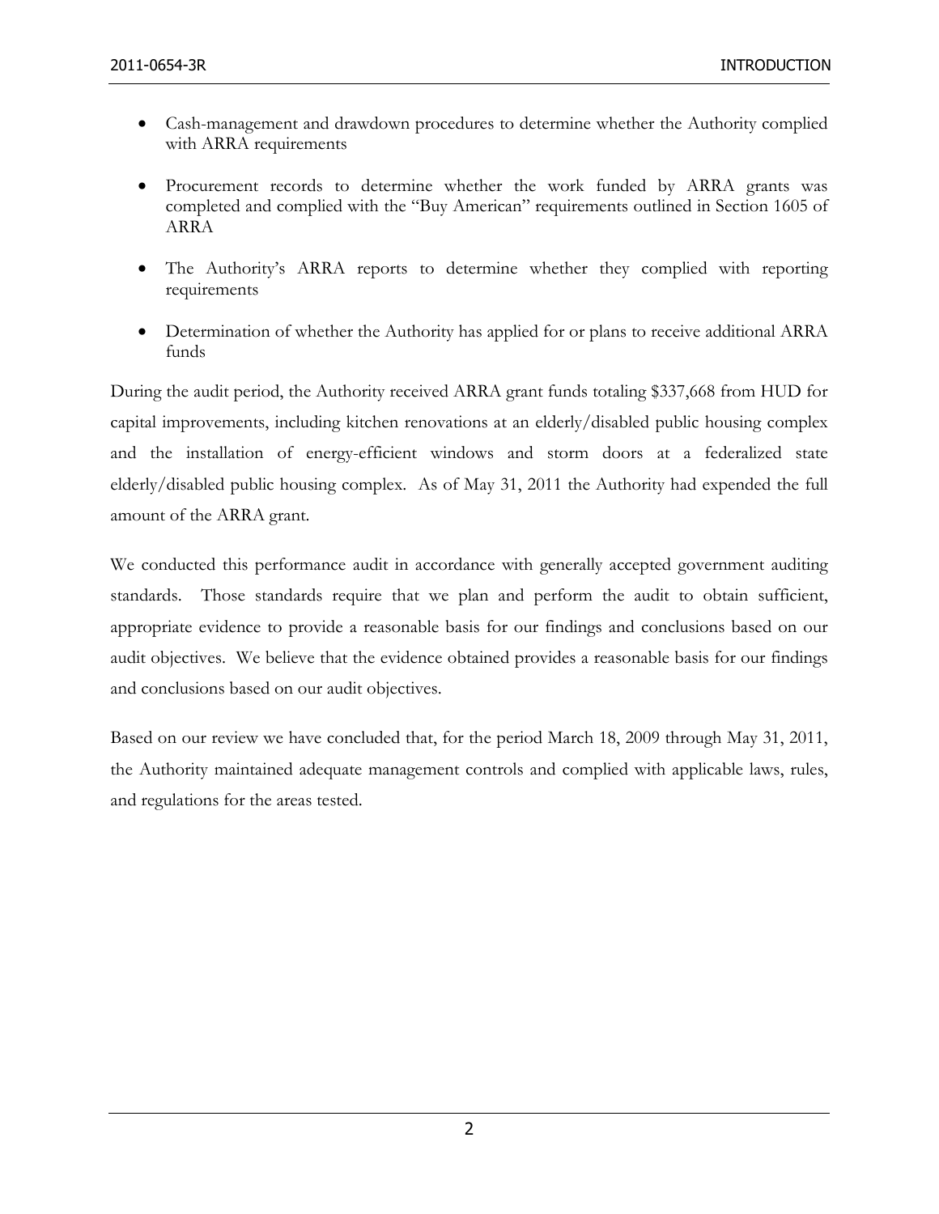- Cash-management and drawdown procedures to determine whether the Authority complied with ARRA requirements
- Procurement records to determine whether the work funded by ARRA grants was completed and complied with the "Buy American" requirements outlined in Section 1605 of ARRA
- The Authority's ARRA reports to determine whether they complied with reporting requirements
- Determination of whether the Authority has applied for or plans to receive additional ARRA funds

During the audit period, the Authority received ARRA grant funds totaling $337,668 from HUD for capital improvements, including kitchen renovations at an elderly/disabled public housing complex and the installation of energy-efficient windows and storm doors at a federalized state elderly/disabled public housing complex. As of May 31, 2011 the Authority had expended the full amount of the ARRA grant.

We conducted this performance audit in accordance with generally accepted government auditing standards. Those standards require that we plan and perform the audit to obtain sufficient, appropriate evidence to provide a reasonable basis for our findings and conclusions based on our audit objectives. We believe that the evidence obtained provides a reasonable basis for our findings and conclusions based on our audit objectives.

Based on our review we have concluded that, for the period March 18, 2009 through May 31, 2011, the Authority maintained adequate management controls and complied with applicable laws, rules, and regulations for the areas tested.